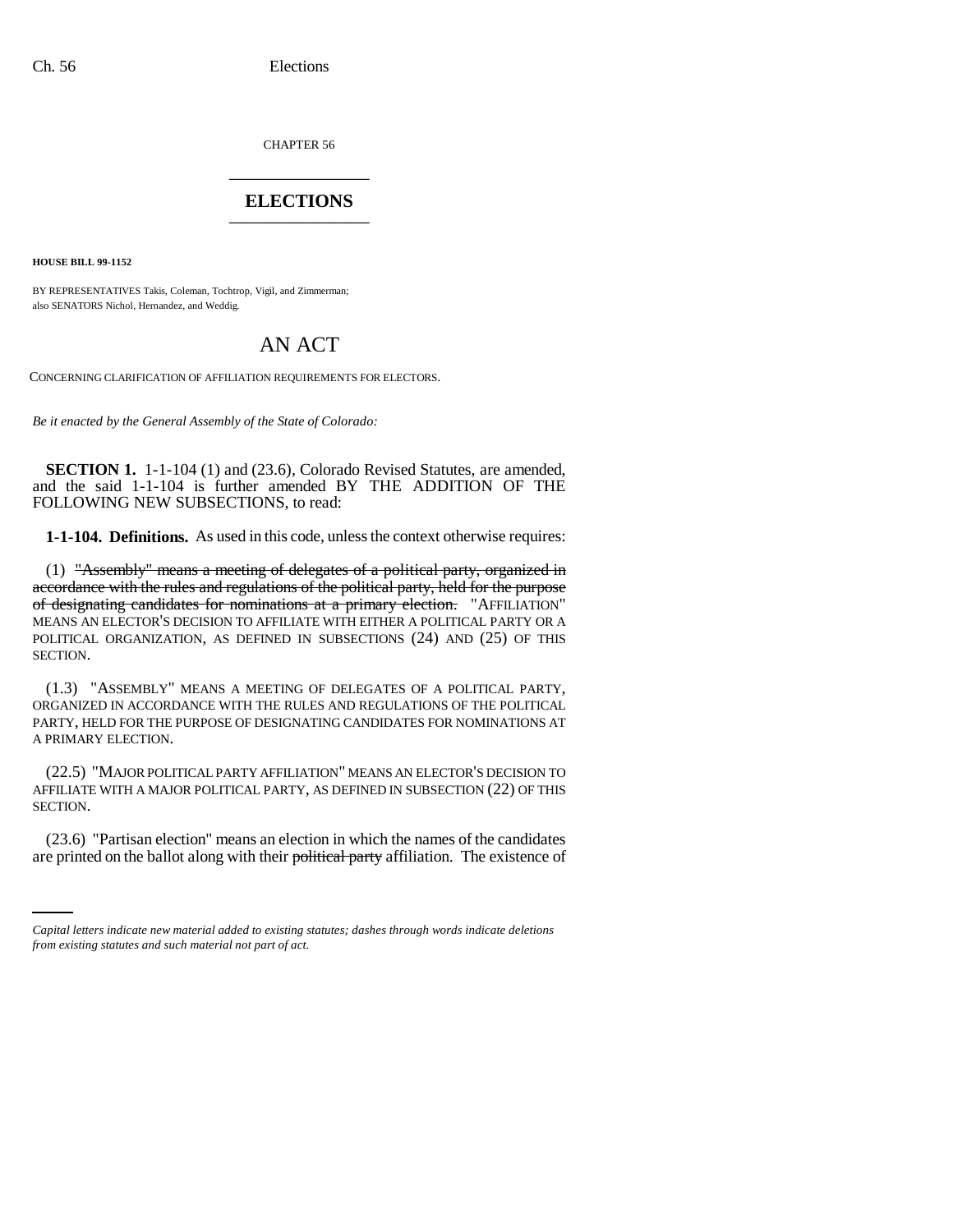CHAPTER 56

# ELECTIONS

**HOUSE BILL 99-1152**

BY REPRESENTATIVES Takis, Coleman, Tochtrop, Vigil, and Zimmerman;
also SENATORS Nichol, Hernandez, and Weddig.

# AN ACT

CONCERNING CLARIFICATION OF AFFILIATION REQUIREMENTS FOR ELECTORS.

*Be it enacted by the General Assembly of the State of Colorado:*

**SECTION 1.** 1-1-104 (1) and (23.6), Colorado Revised Statutes, are amended, and the said 1-1-104 is further amended BY THE ADDITION OF THE FOLLOWING NEW SUBSECTIONS, to read:

**1-1-104. Definitions.** As used in this code, unless the context otherwise requires:

(1) ~~"Assembly" means a meeting of delegates of a political party, organized in accordance with the rules and regulations of the political party, held for the purpose of designating candidates for nominations at a primary election.~~ "AFFILIATION" MEANS AN ELECTOR'S DECISION TO AFFILIATE WITH EITHER A POLITICAL PARTY OR A POLITICAL ORGANIZATION, AS DEFINED IN SUBSECTIONS (24) AND (25) OF THIS SECTION.

(1.3) "ASSEMBLY" MEANS A MEETING OF DELEGATES OF A POLITICAL PARTY, ORGANIZED IN ACCORDANCE WITH THE RULES AND REGULATIONS OF THE POLITICAL PARTY, HELD FOR THE PURPOSE OF DESIGNATING CANDIDATES FOR NOMINATIONS AT A PRIMARY ELECTION.

(22.5) "MAJOR POLITICAL PARTY AFFILIATION" MEANS AN ELECTOR'S DECISION TO AFFILIATE WITH A MAJOR POLITICAL PARTY, AS DEFINED IN SUBSECTION (22) OF THIS SECTION.

(23.6) "Partisan election" means an election in which the names of the candidates are printed on the ballot along with their ~~political party~~ affiliation. The existence of

*Capital letters indicate new material added to existing statutes; dashes through words indicate deletions from existing statutes and such material not part of act.*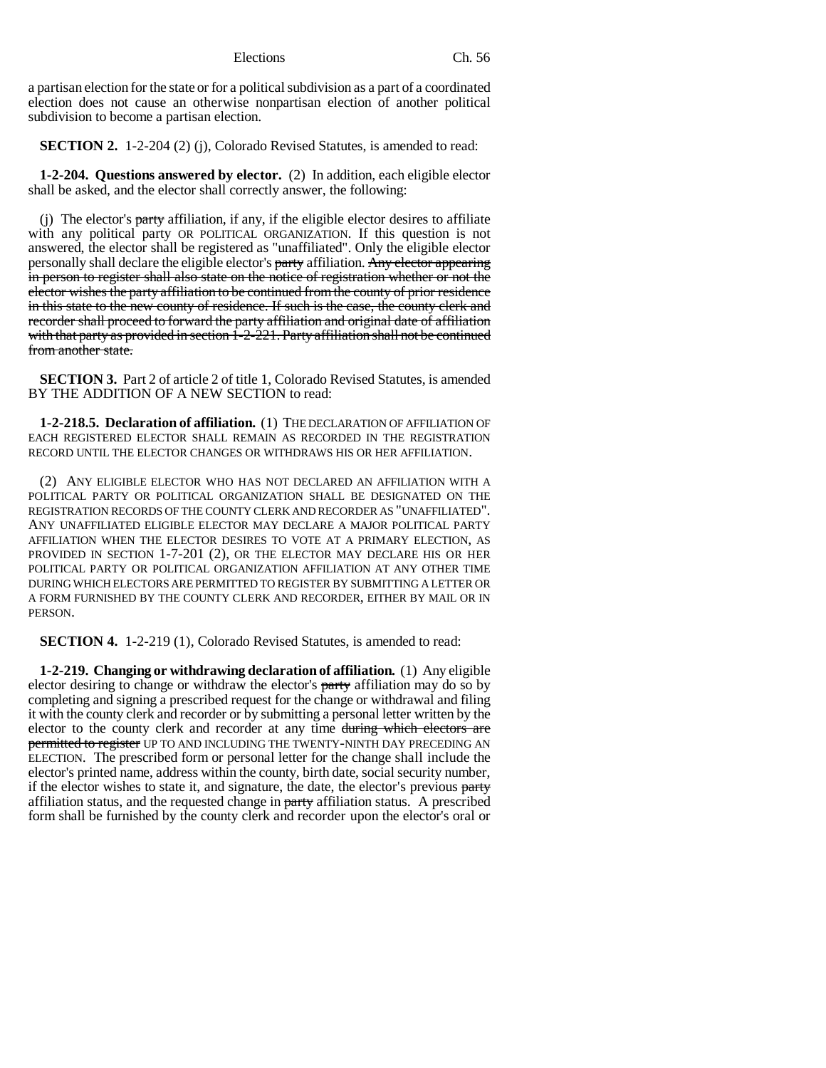a partisan election for the state or for a political subdivision as a part of a coordinated election does not cause an otherwise nonpartisan election of another political subdivision to become a partisan election.

**SECTION 2.** 1-2-204 (2) (j), Colorado Revised Statutes, is amended to read:

**1-2-204. Questions answered by elector.** (2) In addition, each eligible elector shall be asked, and the elector shall correctly answer, the following:

(j) The elector's ~~party~~ affiliation, if any, if the eligible elector desires to affiliate with any political party OR POLITICAL ORGANIZATION. If this question is not answered, the elector shall be registered as "unaffiliated". Only the eligible elector personally shall declare the eligible elector's ~~party~~ affiliation. ~~Any elector appearing in person to register shall also state on the notice of registration whether or not the elector wishes the party affiliation to be continued from the county of prior residence in this state to the new county of residence. If such is the case, the county clerk and recorder shall proceed to forward the party affiliation and original date of affiliation with that party as provided in section 1-2-221. Party affiliation shall not be continued from another state.~~

**SECTION 3.** Part 2 of article 2 of title 1, Colorado Revised Statutes, is amended BY THE ADDITION OF A NEW SECTION to read:

**1-2-218.5. Declaration of affiliation.** (1) THE DECLARATION OF AFFILIATION OF EACH REGISTERED ELECTOR SHALL REMAIN AS RECORDED IN THE REGISTRATION RECORD UNTIL THE ELECTOR CHANGES OR WITHDRAWS HIS OR HER AFFILIATION.

(2) ANY ELIGIBLE ELECTOR WHO HAS NOT DECLARED AN AFFILIATION WITH A POLITICAL PARTY OR POLITICAL ORGANIZATION SHALL BE DESIGNATED ON THE REGISTRATION RECORDS OF THE COUNTY CLERK AND RECORDER AS "UNAFFILIATED". ANY UNAFFILIATED ELIGIBLE ELECTOR MAY DECLARE A MAJOR POLITICAL PARTY AFFILIATION WHEN THE ELECTOR DESIRES TO VOTE AT A PRIMARY ELECTION, AS PROVIDED IN SECTION 1-7-201 (2), OR THE ELECTOR MAY DECLARE HIS OR HER POLITICAL PARTY OR POLITICAL ORGANIZATION AFFILIATION AT ANY OTHER TIME DURING WHICH ELECTORS ARE PERMITTED TO REGISTER BY SUBMITTING A LETTER OR A FORM FURNISHED BY THE COUNTY CLERK AND RECORDER, EITHER BY MAIL OR IN PERSON.

**SECTION 4.** 1-2-219 (1), Colorado Revised Statutes, is amended to read:

**1-2-219. Changing or withdrawing declaration of affiliation.** (1) Any eligible elector desiring to change or withdraw the elector's ~~party~~ affiliation may do so by completing and signing a prescribed request for the change or withdrawal and filing it with the county clerk and recorder or by submitting a personal letter written by the elector to the county clerk and recorder at any time ~~during which electors are permitted to register~~ UP TO AND INCLUDING THE TWENTY-NINTH DAY PRECEDING AN ELECTION. The prescribed form or personal letter for the change shall include the elector's printed name, address within the county, birth date, social security number, if the elector wishes to state it, and signature, the date, the elector's previous ~~party~~ affiliation status, and the requested change in ~~party~~ affiliation status. A prescribed form shall be furnished by the county clerk and recorder upon the elector's oral or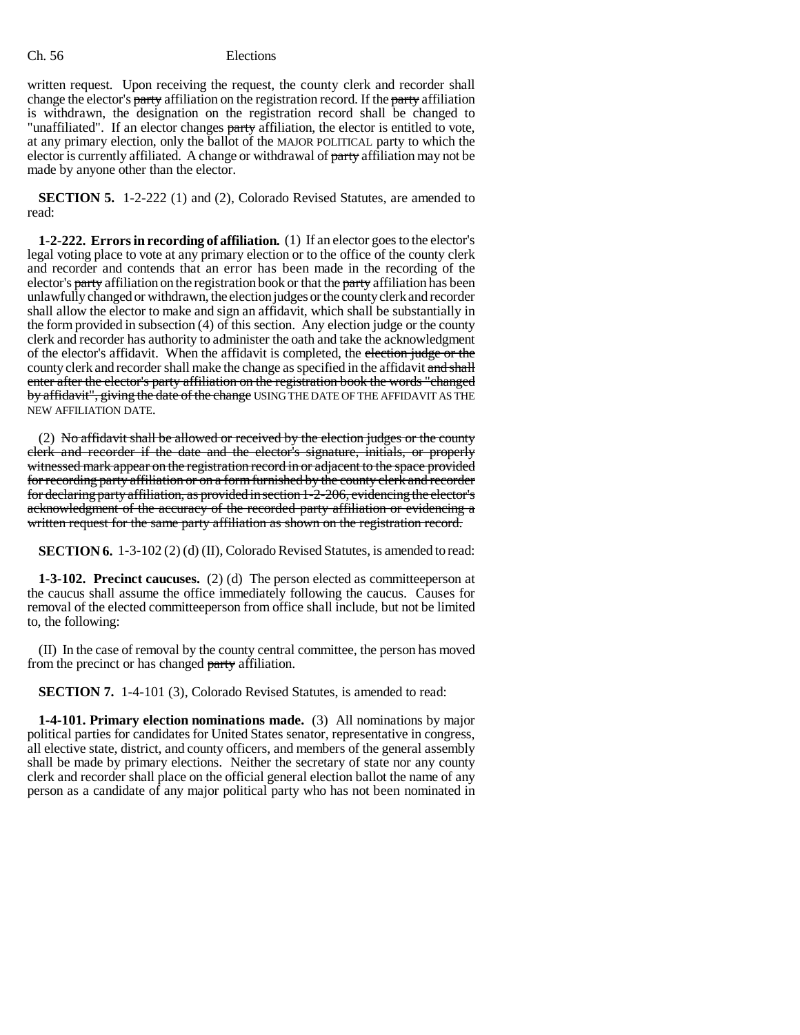written request. Upon receiving the request, the county clerk and recorder shall change the elector's ~~party~~ affiliation on the registration record. If the ~~party~~ affiliation is withdrawn, the designation on the registration record shall be changed to "unaffiliated". If an elector changes ~~party~~ affiliation, the elector is entitled to vote, at any primary election, only the ballot of the MAJOR POLITICAL party to which the elector is currently affiliated. A change or withdrawal of ~~party~~ affiliation may not be made by anyone other than the elector.

**SECTION 5.** 1-2-222 (1) and (2), Colorado Revised Statutes, are amended to read:

**1-2-222. Errors in recording of affiliation.** (1) If an elector goes to the elector's legal voting place to vote at any primary election or to the office of the county clerk and recorder and contends that an error has been made in the recording of the elector's ~~party~~ affiliation on the registration book or that the ~~party~~ affiliation has been unlawfully changed or withdrawn, the election judges or the county clerk and recorder shall allow the elector to make and sign an affidavit, which shall be substantially in the form provided in subsection (4) of this section. Any election judge or the county clerk and recorder has authority to administer the oath and take the acknowledgment of the elector's affidavit. When the affidavit is completed, the ~~election judge or the~~ county clerk and recorder shall make the change as specified in the affidavit ~~and shall enter after the elector's party affiliation on the registration book the words "changed by affidavit", giving the date of the change~~ USING THE DATE OF THE AFFIDAVIT AS THE NEW AFFILIATION DATE.

(2) ~~No affidavit shall be allowed or received by the election judges or the county clerk and recorder if the date and the elector's signature, initials, or properly witnessed mark appear on the registration record in or adjacent to the space provided for recording party affiliation or on a form furnished by the county clerk and recorder for declaring party affiliation, as provided in section 1-2-206, evidencing the elector's acknowledgment of the accuracy of the recorded party affiliation or evidencing a written request for the same party affiliation as shown on the registration record.~~

**SECTION 6.** 1-3-102 (2) (d) (II), Colorado Revised Statutes, is amended to read:

**1-3-102. Precinct caucuses.** (2) (d) The person elected as committeeperson at the caucus shall assume the office immediately following the caucus. Causes for removal of the elected committeeperson from office shall include, but not be limited to, the following:

(II) In the case of removal by the county central committee, the person has moved from the precinct or has changed ~~party~~ affiliation.

**SECTION 7.** 1-4-101 (3), Colorado Revised Statutes, is amended to read:

**1-4-101. Primary election nominations made.** (3) All nominations by major political parties for candidates for United States senator, representative in congress, all elective state, district, and county officers, and members of the general assembly shall be made by primary elections. Neither the secretary of state nor any county clerk and recorder shall place on the official general election ballot the name of any person as a candidate of any major political party who has not been nominated in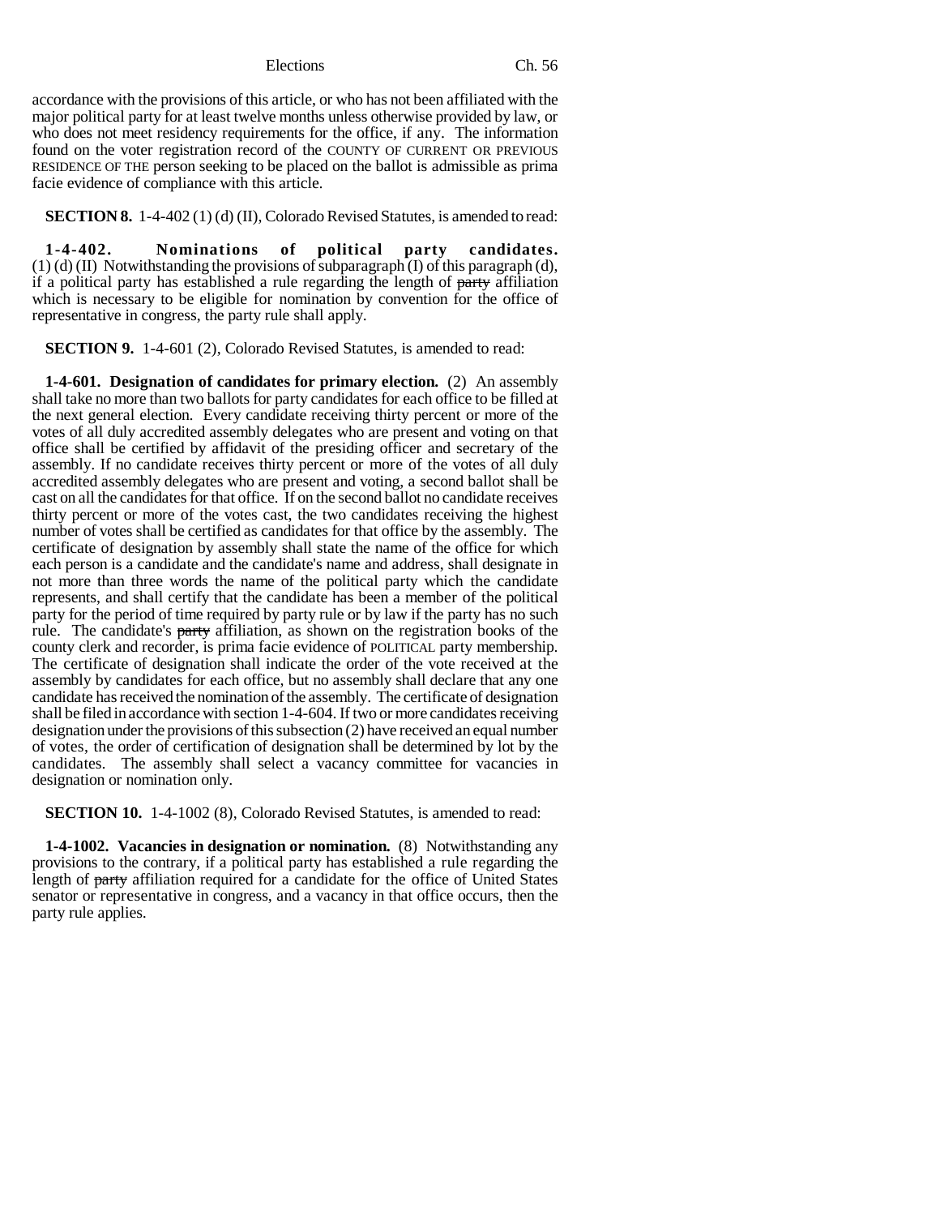accordance with the provisions of this article, or who has not been affiliated with the major political party for at least twelve months unless otherwise provided by law, or who does not meet residency requirements for the office, if any. The information found on the voter registration record of the COUNTY OF CURRENT OR PREVIOUS RESIDENCE OF THE person seeking to be placed on the ballot is admissible as prima facie evidence of compliance with this article.

**SECTION 8.** 1-4-402 (1) (d) (II), Colorado Revised Statutes, is amended to read:

**1-4-402. Nominations of political party candidates.** (1) (d) (II) Notwithstanding the provisions of subparagraph (I) of this paragraph (d), if a political party has established a rule regarding the length of ~~party~~ affiliation which is necessary to be eligible for nomination by convention for the office of representative in congress, the party rule shall apply.

**SECTION 9.** 1-4-601 (2), Colorado Revised Statutes, is amended to read:

**1-4-601. Designation of candidates for primary election.** (2) An assembly shall take no more than two ballots for party candidates for each office to be filled at the next general election. Every candidate receiving thirty percent or more of the votes of all duly accredited assembly delegates who are present and voting on that office shall be certified by affidavit of the presiding officer and secretary of the assembly. If no candidate receives thirty percent or more of the votes of all duly accredited assembly delegates who are present and voting, a second ballot shall be cast on all the candidates for that office. If on the second ballot no candidate receives thirty percent or more of the votes cast, the two candidates receiving the highest number of votes shall be certified as candidates for that office by the assembly. The certificate of designation by assembly shall state the name of the office for which each person is a candidate and the candidate's name and address, shall designate in not more than three words the name of the political party which the candidate represents, and shall certify that the candidate has been a member of the political party for the period of time required by party rule or by law if the party has no such rule. The candidate's ~~party~~ affiliation, as shown on the registration books of the county clerk and recorder, is prima facie evidence of POLITICAL party membership. The certificate of designation shall indicate the order of the vote received at the assembly by candidates for each office, but no assembly shall declare that any one candidate has received the nomination of the assembly. The certificate of designation shall be filed in accordance with section 1-4-604. If two or more candidates receiving designation under the provisions of this subsection (2) have received an equal number of votes, the order of certification of designation shall be determined by lot by the candidates. The assembly shall select a vacancy committee for vacancies in designation or nomination only.

**SECTION 10.** 1-4-1002 (8), Colorado Revised Statutes, is amended to read:

**1-4-1002. Vacancies in designation or nomination.** (8) Notwithstanding any provisions to the contrary, if a political party has established a rule regarding the length of ~~party~~ affiliation required for a candidate for the office of United States senator or representative in congress, and a vacancy in that office occurs, then the party rule applies.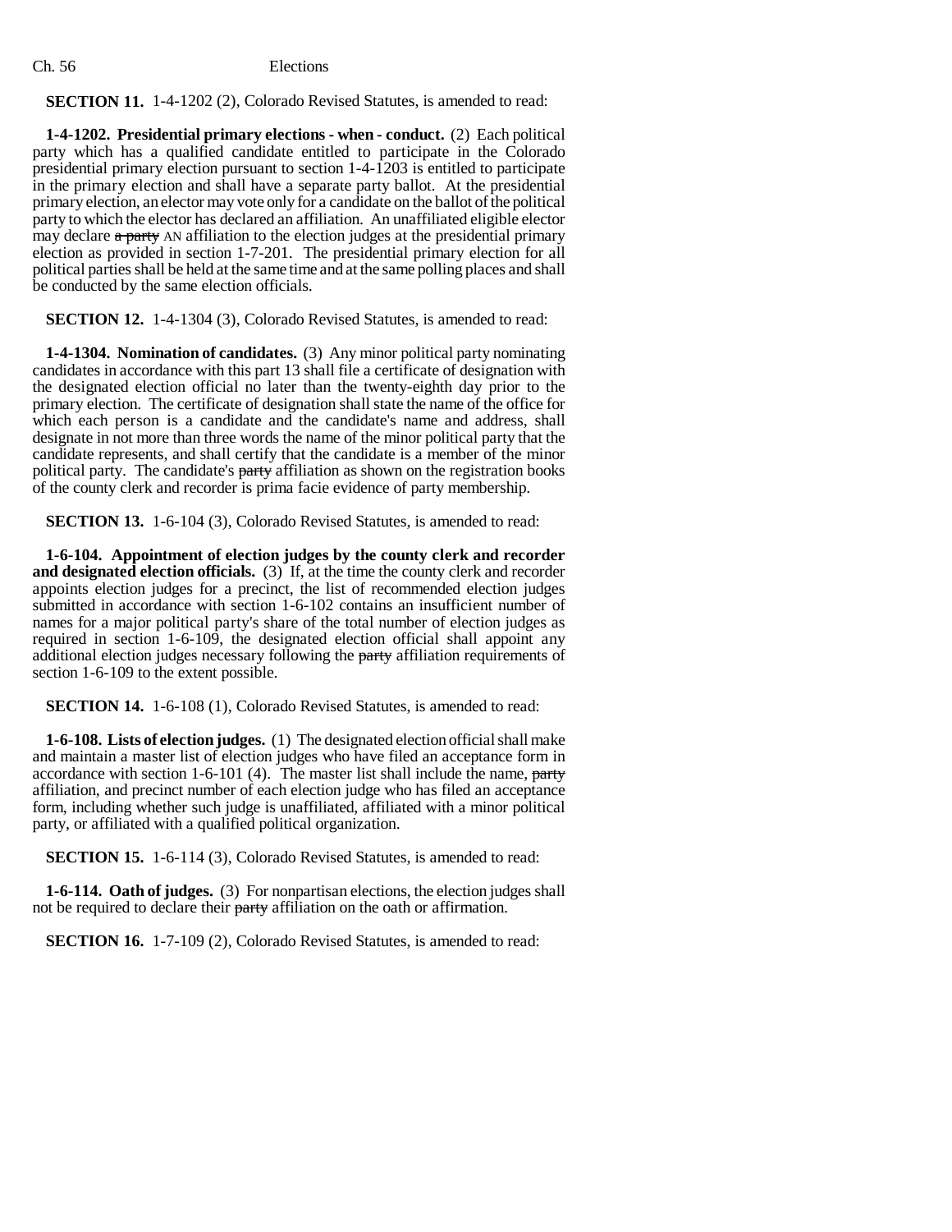**SECTION 11.** 1-4-1202 (2), Colorado Revised Statutes, is amended to read:

**1-4-1202. Presidential primary elections - when - conduct.** (2) Each political party which has a qualified candidate entitled to participate in the Colorado presidential primary election pursuant to section 1-4-1203 is entitled to participate in the primary election and shall have a separate party ballot. At the presidential primary election, an elector may vote only for a candidate on the ballot of the political party to which the elector has declared an affiliation. An unaffiliated eligible elector may declare ~~a party~~ AN affiliation to the election judges at the presidential primary election as provided in section 1-7-201. The presidential primary election for all political parties shall be held at the same time and at the same polling places and shall be conducted by the same election officials.

**SECTION 12.** 1-4-1304 (3), Colorado Revised Statutes, is amended to read:

**1-4-1304. Nomination of candidates.** (3) Any minor political party nominating candidates in accordance with this part 13 shall file a certificate of designation with the designated election official no later than the twenty-eighth day prior to the primary election. The certificate of designation shall state the name of the office for which each person is a candidate and the candidate's name and address, shall designate in not more than three words the name of the minor political party that the candidate represents, and shall certify that the candidate is a member of the minor political party. The candidate's ~~party~~ affiliation as shown on the registration books of the county clerk and recorder is prima facie evidence of party membership.

**SECTION 13.** 1-6-104 (3), Colorado Revised Statutes, is amended to read:

**1-6-104. Appointment of election judges by the county clerk and recorder and designated election officials.** (3) If, at the time the county clerk and recorder appoints election judges for a precinct, the list of recommended election judges submitted in accordance with section 1-6-102 contains an insufficient number of names for a major political party's share of the total number of election judges as required in section 1-6-109, the designated election official shall appoint any additional election judges necessary following the ~~party~~ affiliation requirements of section 1-6-109 to the extent possible.

**SECTION 14.** 1-6-108 (1), Colorado Revised Statutes, is amended to read:

**1-6-108. Lists of election judges.** (1) The designated election official shall make and maintain a master list of election judges who have filed an acceptance form in accordance with section 1-6-101 (4). The master list shall include the name, ~~party~~ affiliation, and precinct number of each election judge who has filed an acceptance form, including whether such judge is unaffiliated, affiliated with a minor political party, or affiliated with a qualified political organization.

**SECTION 15.** 1-6-114 (3), Colorado Revised Statutes, is amended to read:

**1-6-114. Oath of judges.** (3) For nonpartisan elections, the election judges shall not be required to declare their ~~party~~ affiliation on the oath or affirmation.

**SECTION 16.** 1-7-109 (2), Colorado Revised Statutes, is amended to read: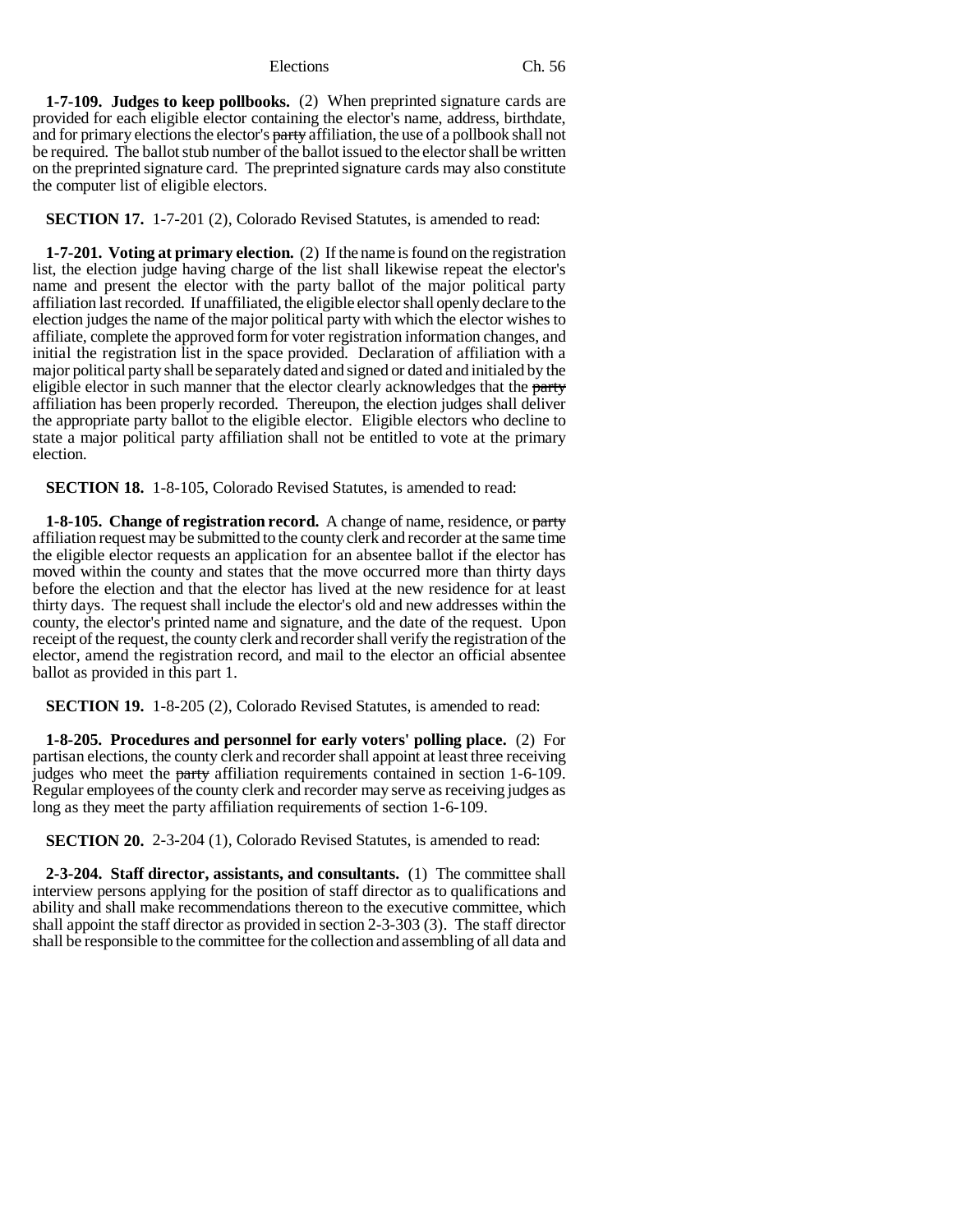**1-7-109. Judges to keep pollbooks.** (2) When preprinted signature cards are provided for each eligible elector containing the elector's name, address, birthdate, and for primary elections the elector's ~~party~~ affiliation, the use of a pollbook shall not be required. The ballot stub number of the ballot issued to the elector shall be written on the preprinted signature card. The preprinted signature cards may also constitute the computer list of eligible electors.

**SECTION 17.** 1-7-201 (2), Colorado Revised Statutes, is amended to read:

**1-7-201. Voting at primary election.** (2) If the name is found on the registration list, the election judge having charge of the list shall likewise repeat the elector's name and present the elector with the party ballot of the major political party affiliation last recorded. If unaffiliated, the eligible elector shall openly declare to the election judges the name of the major political party with which the elector wishes to affiliate, complete the approved form for voter registration information changes, and initial the registration list in the space provided. Declaration of affiliation with a major political party shall be separately dated and signed or dated and initialed by the eligible elector in such manner that the elector clearly acknowledges that the ~~party~~ affiliation has been properly recorded. Thereupon, the election judges shall deliver the appropriate party ballot to the eligible elector. Eligible electors who decline to state a major political party affiliation shall not be entitled to vote at the primary election.

**SECTION 18.** 1-8-105, Colorado Revised Statutes, is amended to read:

**1-8-105. Change of registration record.** A change of name, residence, or ~~party~~ affiliation request may be submitted to the county clerk and recorder at the same time the eligible elector requests an application for an absentee ballot if the elector has moved within the county and states that the move occurred more than thirty days before the election and that the elector has lived at the new residence for at least thirty days. The request shall include the elector's old and new addresses within the county, the elector's printed name and signature, and the date of the request. Upon receipt of the request, the county clerk and recorder shall verify the registration of the elector, amend the registration record, and mail to the elector an official absentee ballot as provided in this part 1.

**SECTION 19.** 1-8-205 (2), Colorado Revised Statutes, is amended to read:

**1-8-205. Procedures and personnel for early voters' polling place.** (2) For partisan elections, the county clerk and recorder shall appoint at least three receiving judges who meet the ~~party~~ affiliation requirements contained in section 1-6-109. Regular employees of the county clerk and recorder may serve as receiving judges as long as they meet the party affiliation requirements of section 1-6-109.

**SECTION 20.** 2-3-204 (1), Colorado Revised Statutes, is amended to read:

**2-3-204. Staff director, assistants, and consultants.** (1) The committee shall interview persons applying for the position of staff director as to qualifications and ability and shall make recommendations thereon to the executive committee, which shall appoint the staff director as provided in section 2-3-303 (3). The staff director shall be responsible to the committee for the collection and assembling of all data and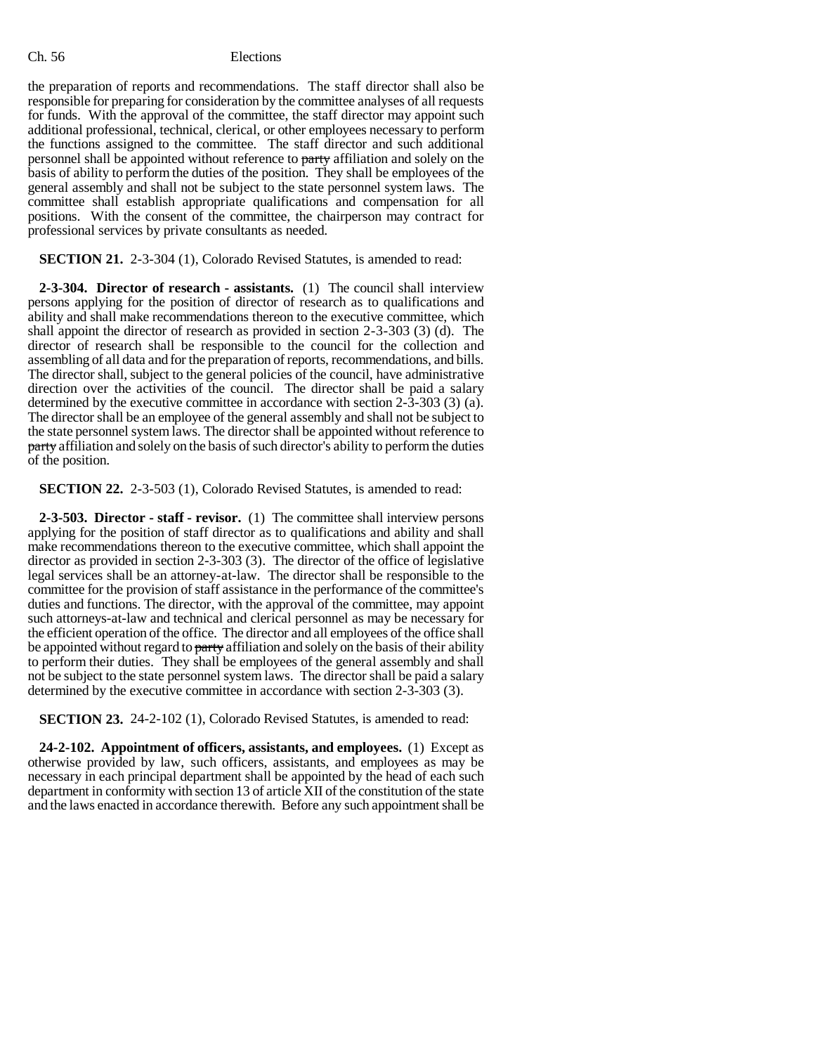the preparation of reports and recommendations. The staff director shall also be responsible for preparing for consideration by the committee analyses of all requests for funds. With the approval of the committee, the staff director may appoint such additional professional, technical, clerical, or other employees necessary to perform the functions assigned to the committee. The staff director and such additional personnel shall be appointed without reference to ~~party~~ affiliation and solely on the basis of ability to perform the duties of the position. They shall be employees of the general assembly and shall not be subject to the state personnel system laws. The committee shall establish appropriate qualifications and compensation for all positions. With the consent of the committee, the chairperson may contract for professional services by private consultants as needed.

**SECTION 21.** 2-3-304 (1), Colorado Revised Statutes, is amended to read:

**2-3-304. Director of research - assistants.** (1) The council shall interview persons applying for the position of director of research as to qualifications and ability and shall make recommendations thereon to the executive committee, which shall appoint the director of research as provided in section 2-3-303 (3) (d). The director of research shall be responsible to the council for the collection and assembling of all data and for the preparation of reports, recommendations, and bills. The director shall, subject to the general policies of the council, have administrative direction over the activities of the council. The director shall be paid a salary determined by the executive committee in accordance with section 2-3-303 (3) (a). The director shall be an employee of the general assembly and shall not be subject to the state personnel system laws. The director shall be appointed without reference to ~~party~~ affiliation and solely on the basis of such director's ability to perform the duties of the position.

**SECTION 22.** 2-3-503 (1), Colorado Revised Statutes, is amended to read:

**2-3-503. Director - staff - revisor.** (1) The committee shall interview persons applying for the position of staff director as to qualifications and ability and shall make recommendations thereon to the executive committee, which shall appoint the director as provided in section 2-3-303 (3). The director of the office of legislative legal services shall be an attorney-at-law. The director shall be responsible to the committee for the provision of staff assistance in the performance of the committee's duties and functions. The director, with the approval of the committee, may appoint such attorneys-at-law and technical and clerical personnel as may be necessary for the efficient operation of the office. The director and all employees of the office shall be appointed without regard to ~~party~~ affiliation and solely on the basis of their ability to perform their duties. They shall be employees of the general assembly and shall not be subject to the state personnel system laws. The director shall be paid a salary determined by the executive committee in accordance with section 2-3-303 (3).

**SECTION 23.** 24-2-102 (1), Colorado Revised Statutes, is amended to read:

**24-2-102. Appointment of officers, assistants, and employees.** (1) Except as otherwise provided by law, such officers, assistants, and employees as may be necessary in each principal department shall be appointed by the head of each such department in conformity with section 13 of article XII of the constitution of the state and the laws enacted in accordance therewith. Before any such appointment shall be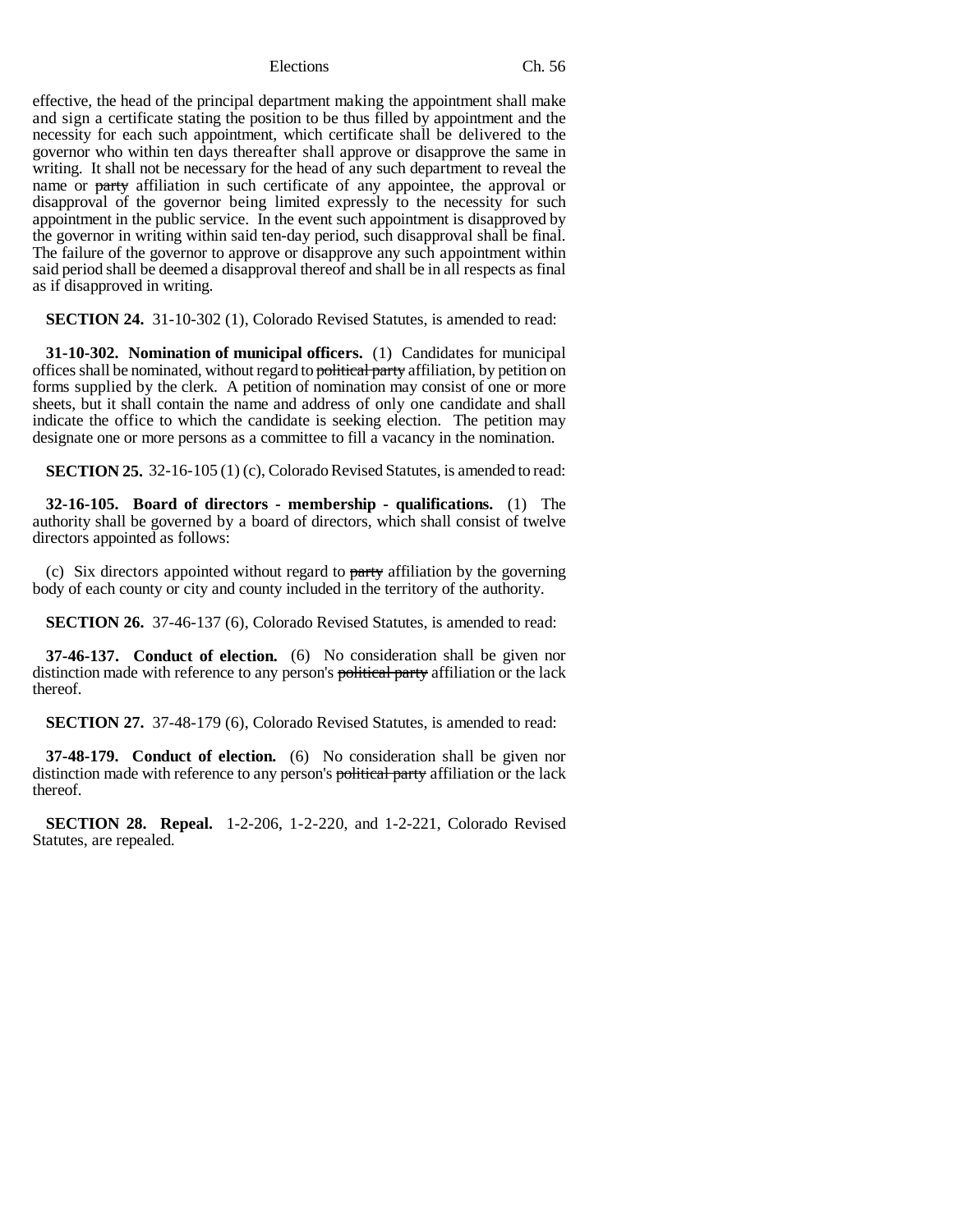effective, the head of the principal department making the appointment shall make and sign a certificate stating the position to be thus filled by appointment and the necessity for each such appointment, which certificate shall be delivered to the governor who within ten days thereafter shall approve or disapprove the same in writing. It shall not be necessary for the head of any such department to reveal the name or ~~party~~ affiliation in such certificate of any appointee, the approval or disapproval of the governor being limited expressly to the necessity for such appointment in the public service. In the event such appointment is disapproved by the governor in writing within said ten-day period, such disapproval shall be final. The failure of the governor to approve or disapprove any such appointment within said period shall be deemed a disapproval thereof and shall be in all respects as final as if disapproved in writing.

**SECTION 24.** 31-10-302 (1), Colorado Revised Statutes, is amended to read:

**31-10-302. Nomination of municipal officers.** (1) Candidates for municipal offices shall be nominated, without regard to ~~political party~~ affiliation, by petition on forms supplied by the clerk. A petition of nomination may consist of one or more sheets, but it shall contain the name and address of only one candidate and shall indicate the office to which the candidate is seeking election. The petition may designate one or more persons as a committee to fill a vacancy in the nomination.

**SECTION 25.** 32-16-105 (1) (c), Colorado Revised Statutes, is amended to read:

**32-16-105. Board of directors - membership - qualifications.** (1) The authority shall be governed by a board of directors, which shall consist of twelve directors appointed as follows:

(c) Six directors appointed without regard to ~~party~~ affiliation by the governing body of each county or city and county included in the territory of the authority.

**SECTION 26.** 37-46-137 (6), Colorado Revised Statutes, is amended to read:

**37-46-137. Conduct of election.** (6) No consideration shall be given nor distinction made with reference to any person's ~~political party~~ affiliation or the lack thereof.

**SECTION 27.** 37-48-179 (6), Colorado Revised Statutes, is amended to read:

**37-48-179. Conduct of election.** (6) No consideration shall be given nor distinction made with reference to any person's ~~political party~~ affiliation or the lack thereof.

**SECTION 28. Repeal.** 1-2-206, 1-2-220, and 1-2-221, Colorado Revised Statutes, are repealed.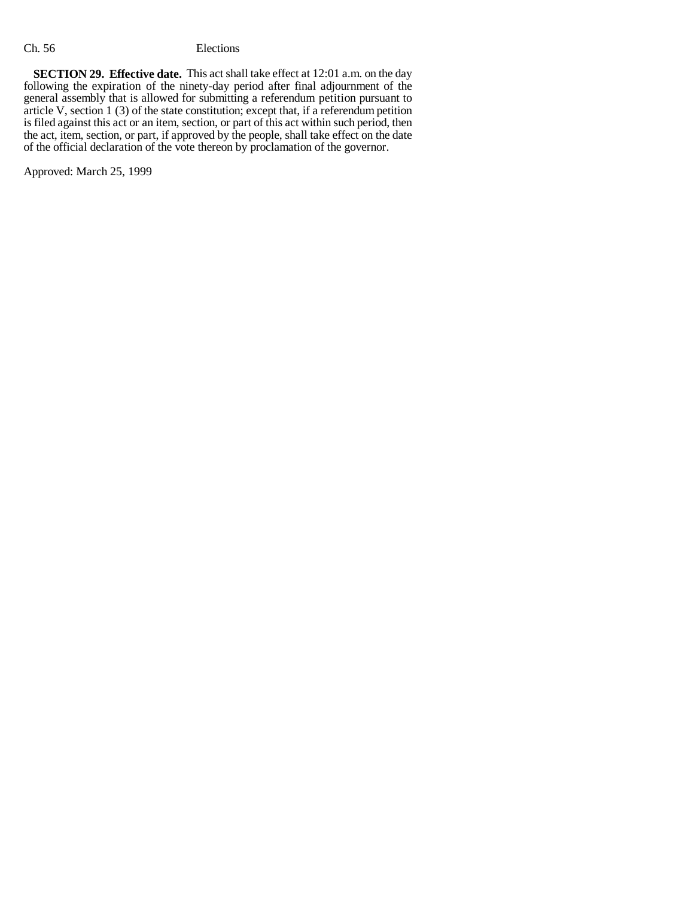**SECTION 29. Effective date.** This act shall take effect at 12:01 a.m. on the day following the expiration of the ninety-day period after final adjournment of the general assembly that is allowed for submitting a referendum petition pursuant to article V, section 1 (3) of the state constitution; except that, if a referendum petition is filed against this act or an item, section, or part of this act within such period, then the act, item, section, or part, if approved by the people, shall take effect on the date of the official declaration of the vote thereon by proclamation of the governor.

Approved: March 25, 1999